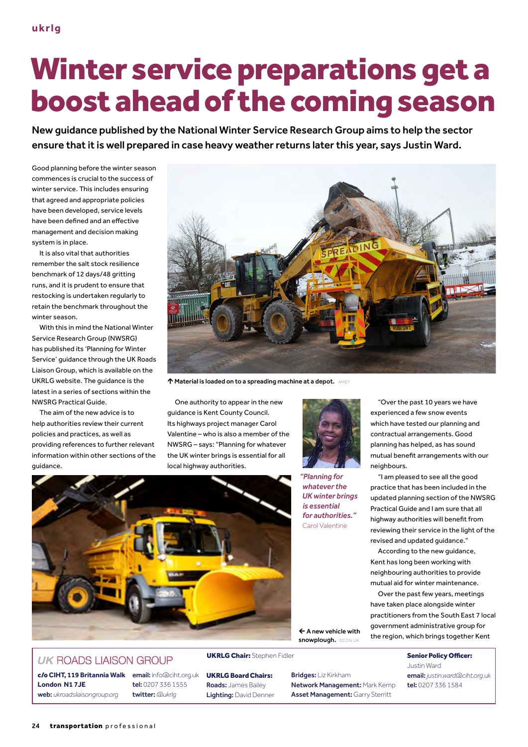# Winter service preparations get a boost ahead of the coming season

**New guidance published by the National Winter Service Research Group aims to help the sector ensure that it is well prepared in case heavy weather returns later this year, says Justin Ward.**

Good planning before the winter season commences is crucial to the success of winter service. This includes ensuring that agreed and appropriate policies have been developed, service levels have been defined and an effective management and decision making system is in place.

It is also vital that authorities remember the salt stock resilience benchmark of 12 days/48 gritting runs, and it is prudent to ensure that restocking is undertaken regularly to retain the benchmark throughout the winter season.

With this in mind the National Winter Service Research Group (NWSRG) has published its 'Planning for Winter Service' guidance through the UK Roads Liaison Group, which is available on the UKRLG website. The guidance is the latest in a series of sections within the NWSRG Practical Guide.

The aim of the new advice is to help authorities review their current policies and practices, as well as providing references to further relevant information within other sections of the guidance.

↑ **Material is loaded on to a spreading machine at a depot.** AMEY

One authority to appear in the new guidance is Kent County Council. Its highways project manager Carol Valentine – who is also a member of the NWSRG – says: "Planning for whatever the UK winter brings is essential for all local highway authorities.

*"Planning for whatever the UK winter brings is essential for authorities."*
Carol Valentine

"Over the past 10 years we have experienced a few snow events which have tested our planning and contractual arrangements. Good planning has helped, as has sound mutual benefit arrangements with our neighbours.

"I am pleased to see all the good practice that has been included in the updated planning section of the NWSRG Practical Guide and I am sure that all highway authorities will benefit from reviewing their service in the light of the revised and updated guidance."

According to the new guidance, Kent has long been working with neighbouring authorities to provide mutual aid for winter maintenance.

Over the past few years, meetings have taken place alongside winter practitioners from the South East 7 local government administrative group for the region, which brings together Kent

← **A new vehicle with snowplough.** ECON UK

---

**UK ROADS LIAISON GROUP**

**c/o CIHT, 119 Britannia Walk London N1 7JE**
**web:** *ukroadsliaisongroup.org*
**email:** info@ciht.org.uk
**tel:** 0207 336 1555
**twitter:** *@ukrlg*

**UKRLG Chair:** Stephen Fidler

**UKRLG Board Chairs:**
**Roads:** James Bailey
**Lighting:** David Denner
**Bridges:** Liz Kirkham
**Network Management:** Mark Kemp
**Asset Management:** Garry Sterritt

**Senior Policy Officer:** Justin Ward
**email:** *justin.ward@ciht.org.uk*
**tel:** 0207 336 1584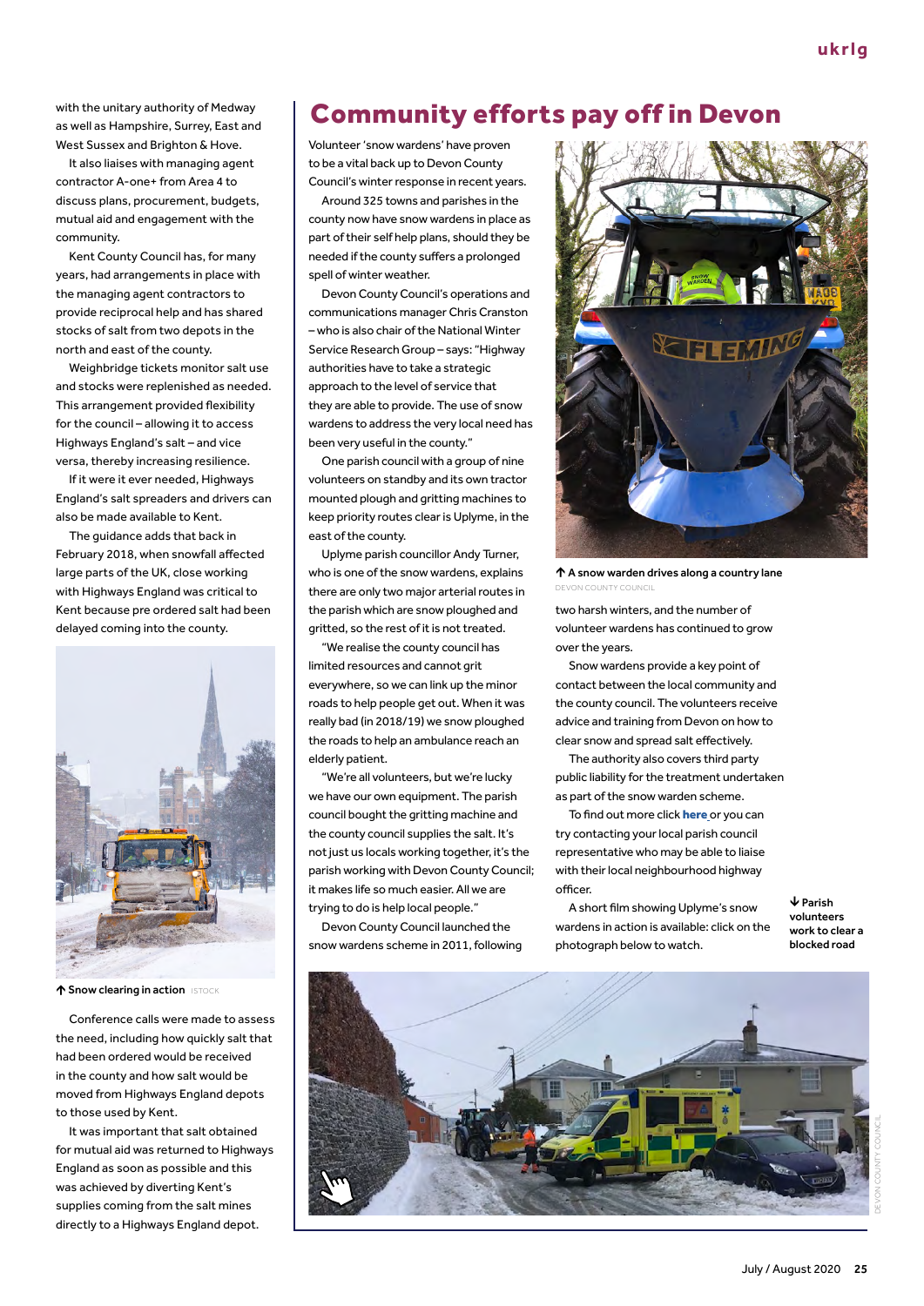with the unitary authority of Medway as well as Hampshire, Surrey, East and West Sussex and Brighton & Hove.

It also liaises with managing agent contractor A-one+ from Area 4 to discuss plans, procurement, budgets, mutual aid and engagement with the community.

Kent County Council has, for many years, had arrangements in place with the managing agent contractors to provide reciprocal help and has shared stocks of salt from two depots in the north and east of the county.

Weighbridge tickets monitor salt use and stocks were replenished as needed. This arrangement provided flexibility for the council – allowing it to access Highways England's salt – and vice versa, thereby increasing resilience.

If it were it ever needed, Highways England's salt spreaders and drivers can also be made available to Kent.

The guidance adds that back in February 2018, when snowfall affected large parts of the UK, close working with Highways England was critical to Kent because pre ordered salt had been delayed coming into the county.

↑ Snow clearing in action ISTOCK

Conference calls were made to assess the need, including how quickly salt that had been ordered would be received in the county and how salt would be moved from Highways England depots to those used by Kent.

It was important that salt obtained for mutual aid was returned to Highways England as soon as possible and this was achieved by diverting Kent's supplies coming from the salt mines directly to a Highways England depot.

# Community efforts pay off in Devon

Volunteer 'snow wardens' have proven to be a vital back up to Devon County Council's winter response in recent years.

Around 325 towns and parishes in the county now have snow wardens in place as part of their self help plans, should they be needed if the county suffers a prolonged spell of winter weather.

Devon County Council's operations and communications manager Chris Cranston – who is also chair of the National Winter Service Research Group – says: "Highway authorities have to take a strategic approach to the level of service that they are able to provide. The use of snow wardens to address the very local need has been very useful in the county."

One parish council with a group of nine volunteers on standby and its own tractor mounted plough and gritting machines to keep priority routes clear is Uplyme, in the east of the county.

Uplyme parish councillor Andy Turner, who is one of the snow wardens, explains there are only two major arterial routes in the parish which are snow ploughed and gritted, so the rest of it is not treated.

"We realise the county council has limited resources and cannot grit everywhere, so we can link up the minor roads to help people get out. When it was really bad (in 2018/19) we snow ploughed the roads to help an ambulance reach an elderly patient.

"We're all volunteers, but we're lucky we have our own equipment. The parish council bought the gritting machine and the county council supplies the salt. It's not just us locals working together, it's the parish working with Devon County Council; it makes life so much easier. All we are trying to do is help local people."

Devon County Council launched the snow wardens scheme in 2011, following two harsh winters, and the number of volunteer wardens has continued to grow over the years.

↑ A snow warden drives along a country lane DEVON COUNTY COUNCIL

Snow wardens provide a key point of contact between the local community and the county council. The volunteers receive advice and training from Devon on how to clear snow and spread salt effectively.

The authority also covers third party public liability for the treatment undertaken as part of the snow warden scheme.

To find out more click **here** or you can try contacting your local parish council representative who may be able to liaise with their local neighbourhood highway officer.

A short film showing Uplyme's snow wardens in action is available: click on the photograph below to watch.

↓ **Parish volunteers work to clear a blocked road** DEVON COUNTY COUNCIL